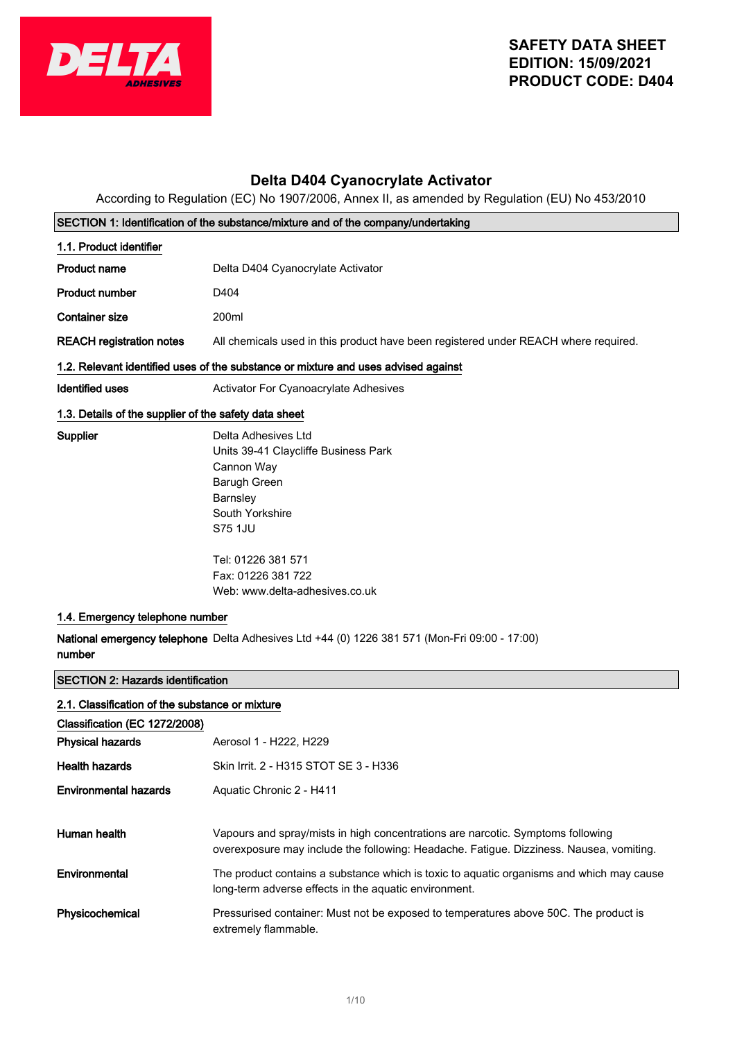DELTA ADHESIVES

**SAFETY DATA SHEET**
**EDITION: 15/09/2021**
**PRODUCT CODE: D404**

# Delta D404 Cyanocrylate Activator

According to Regulation (EC) No 1907/2006, Annex II, as amended by Regulation (EU) No 453/2010

## SECTION 1: Identification of the substance/mixture and of the company/undertaking

### 1.1. Product identifier

**Product name** Delta D404 Cyanocrylate Activator

**Product number** D404

**Container size** 200ml

**REACH registration notes** All chemicals used in this product have been registered under REACH where required.

### 1.2. Relevant identified uses of the substance or mixture and uses advised against

**Identified uses** Activator For Cyanoacrylate Adhesives

### 1.3. Details of the supplier of the safety data sheet

**Supplier**
Delta Adhesives Ltd
Units 39-41 Claycliffe Business Park
Cannon Way
Barugh Green
Barnsley
South Yorkshire
S75 1JU

Tel: 01226 381 571
Fax: 01226 381 722
Web: www.delta-adhesives.co.uk

### 1.4. Emergency telephone number

**National emergency telephone number** Delta Adhesives Ltd +44 (0) 1226 381 571 (Mon-Fri 09:00 - 17:00)

## SECTION 2: Hazards identification

### 2.1. Classification of the substance or mixture

**Classification (EC 1272/2008)**

**Physical hazards** Aerosol 1 - H222, H229

**Health hazards** Skin Irrit. 2 - H315 STOT SE 3 - H336

**Environmental hazards** Aquatic Chronic 2 - H411

**Human health** Vapours and spray/mists in high concentrations are narcotic. Symptoms following overexposure may include the following: Headache. Fatigue. Dizziness. Nausea, vomiting.

**Environmental** The product contains a substance which is toxic to aquatic organisms and which may cause long-term adverse effects in the aquatic environment.

**Physicochemical** Pressurised container: Must not be exposed to temperatures above 50C. The product is extremely flammable.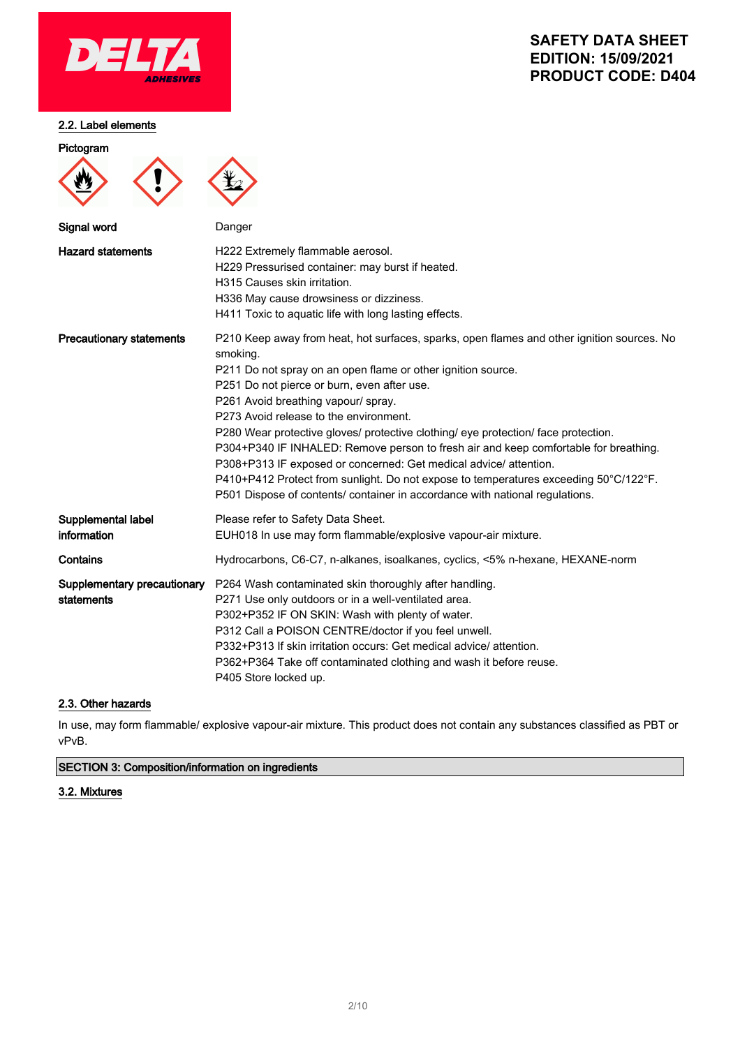### 2.2. Label elements

**Pictogram**

**Signal word** Danger

**Hazard statements**

H222 Extremely flammable aerosol.
H229 Pressurised container: may burst if heated.
H315 Causes skin irritation.
H336 May cause drowsiness or dizziness.
H411 Toxic to aquatic life with long lasting effects.

**Precautionary statements**

P210 Keep away from heat, hot surfaces, sparks, open flames and other ignition sources. No smoking.
P211 Do not spray on an open flame or other ignition source.
P251 Do not pierce or burn, even after use.
P261 Avoid breathing vapour/ spray.
P273 Avoid release to the environment.
P280 Wear protective gloves/ protective clothing/ eye protection/ face protection.
P304+P340 IF INHALED: Remove person to fresh air and keep comfortable for breathing.
P308+P313 IF exposed or concerned: Get medical advice/ attention.
P410+P412 Protect from sunlight. Do not expose to temperatures exceeding 50°C/122°F.
P501 Dispose of contents/ container in accordance with national regulations.

**Supplemental label information**

Please refer to Safety Data Sheet.
EUH018 In use may form flammable/explosive vapour-air mixture.

**Contains** Hydrocarbons, C6-C7, n-alkanes, isoalkanes, cyclics, <5% n-hexane, HEXANE-norm

**Supplementary precautionary statements**

P264 Wash contaminated skin thoroughly after handling.
P271 Use only outdoors or in a well-ventilated area.
P302+P352 IF ON SKIN: Wash with plenty of water.
P312 Call a POISON CENTRE/doctor if you feel unwell.
P332+P313 If skin irritation occurs: Get medical advice/ attention.
P362+P364 Take off contaminated clothing and wash it before reuse.
P405 Store locked up.

### 2.3. Other hazards

In use, may form flammable/ explosive vapour-air mixture. This product does not contain any substances classified as PBT or vPvB.

## SECTION 3: Composition/information on ingredients

### 3.2. Mixtures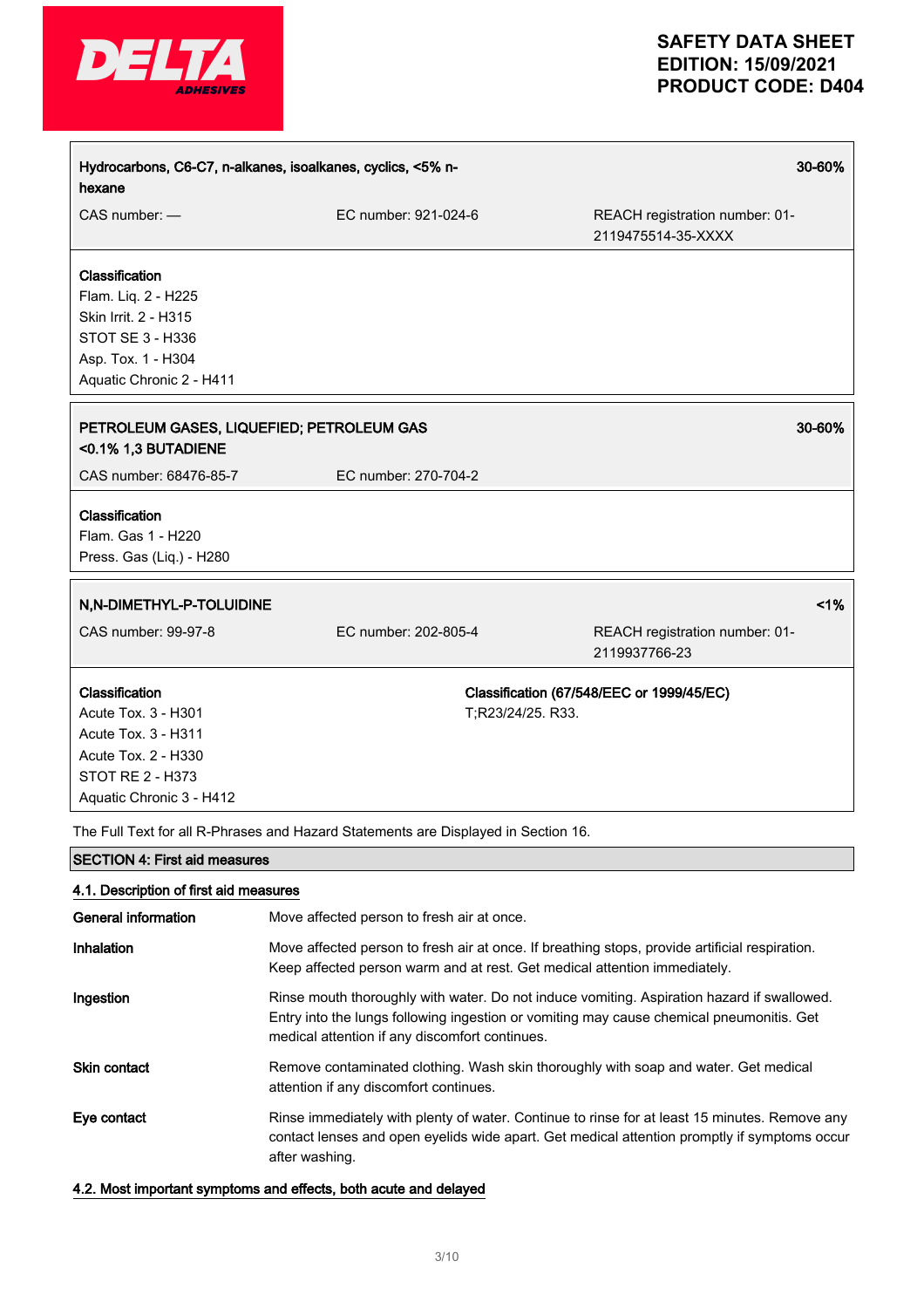| **Hydrocarbons, C6-C7, n-alkanes, isoalkanes, cyclics, <5% n-hexane** | | **30-60%** |
|---|---|---|
| CAS number: — | EC number: 921-024-6 | REACH registration number: 01-2119475514-35-XXXX |

**Classification**
Flam. Liq. 2 - H225
Skin Irrit. 2 - H315
STOT SE 3 - H336
Asp. Tox. 1 - H304
Aquatic Chronic 2 - H411

| **PETROLEUM GASES, LIQUEFIED; PETROLEUM GAS <0.1% 1,3 BUTADIENE** | | **30-60%** |
|---|---|---|
| CAS number: 68476-85-7 | EC number: 270-704-2 | |

**Classification**
Flam. Gas 1 - H220
Press. Gas (Liq.) - H280

| **N,N-DIMETHYL-P-TOLUIDINE** | | **<1%** |
|---|---|---|
| CAS number: 99-97-8 | EC number: 202-805-4 | REACH registration number: 01-2119937766-23 |

| **Classification** | **Classification (67/548/EEC or 1999/45/EC)** |
|---|---|
| Acute Tox. 3 - H301<br>Acute Tox. 3 - H311<br>Acute Tox. 2 - H330<br>STOT RE 2 - H373<br>Aquatic Chronic 3 - H412 | T;R23/24/25. R33. |

The Full Text for all R-Phrases and Hazard Statements are Displayed in Section 16.

## SECTION 4: First aid measures

### 4.1. Description of first aid measures

**General information** Move affected person to fresh air at once.

**Inhalation** Move affected person to fresh air at once. If breathing stops, provide artificial respiration. Keep affected person warm and at rest. Get medical attention immediately.

**Ingestion** Rinse mouth thoroughly with water. Do not induce vomiting. Aspiration hazard if swallowed. Entry into the lungs following ingestion or vomiting may cause chemical pneumonitis. Get medical attention if any discomfort continues.

**Skin contact** Remove contaminated clothing. Wash skin thoroughly with soap and water. Get medical attention if any discomfort continues.

**Eye contact** Rinse immediately with plenty of water. Continue to rinse for at least 15 minutes. Remove any contact lenses and open eyelids wide apart. Get medical attention promptly if symptoms occur after washing.

### 4.2. Most important symptoms and effects, both acute and delayed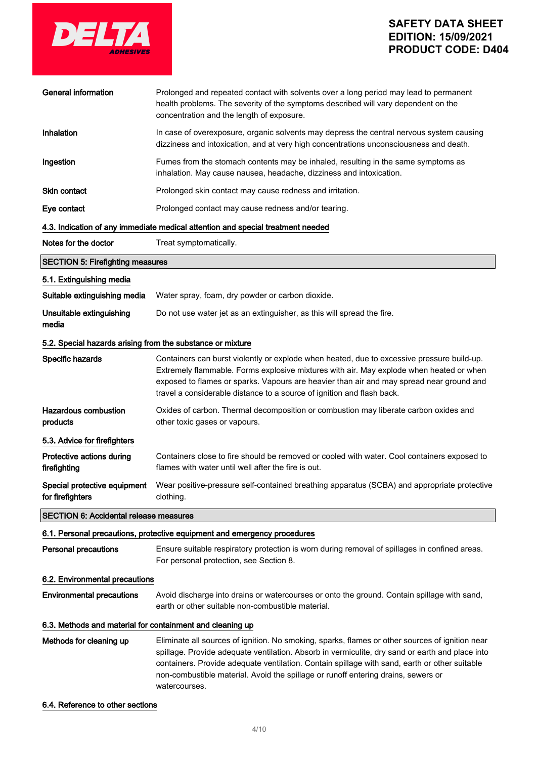**General information**
Prolonged and repeated contact with solvents over a long period may lead to permanent health problems. The severity of the symptoms described will vary dependent on the concentration and the length of exposure.

**Inhalation**
In case of overexposure, organic solvents may depress the central nervous system causing dizziness and intoxication, and at very high concentrations unconsciousness and death.

**Ingestion**
Fumes from the stomach contents may be inhaled, resulting in the same symptoms as inhalation. May cause nausea, headache, dizziness and intoxication.

**Skin contact**
Prolonged skin contact may cause redness and irritation.

**Eye contact**
Prolonged contact may cause redness and/or tearing.

### 4.3. Indication of any immediate medical attention and special treatment needed

**Notes for the doctor**
Treat symptomatically.

## SECTION 5: Firefighting measures

### 5.1. Extinguishing media

**Suitable extinguishing media**
Water spray, foam, dry powder or carbon dioxide.

**Unsuitable extinguishing media**
Do not use water jet as an extinguisher, as this will spread the fire.

### 5.2. Special hazards arising from the substance or mixture

**Specific hazards**
Containers can burst violently or explode when heated, due to excessive pressure build-up. Extremely flammable. Forms explosive mixtures with air. May explode when heated or when exposed to flames or sparks. Vapours are heavier than air and may spread near ground and travel a considerable distance to a source of ignition and flash back.

**Hazardous combustion products**
Oxides of carbon. Thermal decomposition or combustion may liberate carbon oxides and other toxic gases or vapours.

### 5.3. Advice for firefighters

**Protective actions during firefighting**
Containers close to fire should be removed or cooled with water. Cool containers exposed to flames with water until well after the fire is out.

**Special protective equipment for firefighters**
Wear positive-pressure self-contained breathing apparatus (SCBA) and appropriate protective clothing.

## SECTION 6: Accidental release measures

### 6.1. Personal precautions, protective equipment and emergency procedures

**Personal precautions**
Ensure suitable respiratory protection is worn during removal of spillages in confined areas. For personal protection, see Section 8.

### 6.2. Environmental precautions

**Environmental precautions**
Avoid discharge into drains or watercourses or onto the ground. Contain spillage with sand, earth or other suitable non-combustible material.

### 6.3. Methods and material for containment and cleaning up

**Methods for cleaning up**
Eliminate all sources of ignition. No smoking, sparks, flames or other sources of ignition near spillage. Provide adequate ventilation. Absorb in vermiculite, dry sand or earth and place into containers. Provide adequate ventilation. Contain spillage with sand, earth or other suitable non-combustible material. Avoid the spillage or runoff entering drains, sewers or watercourses.

### 6.4. Reference to other sections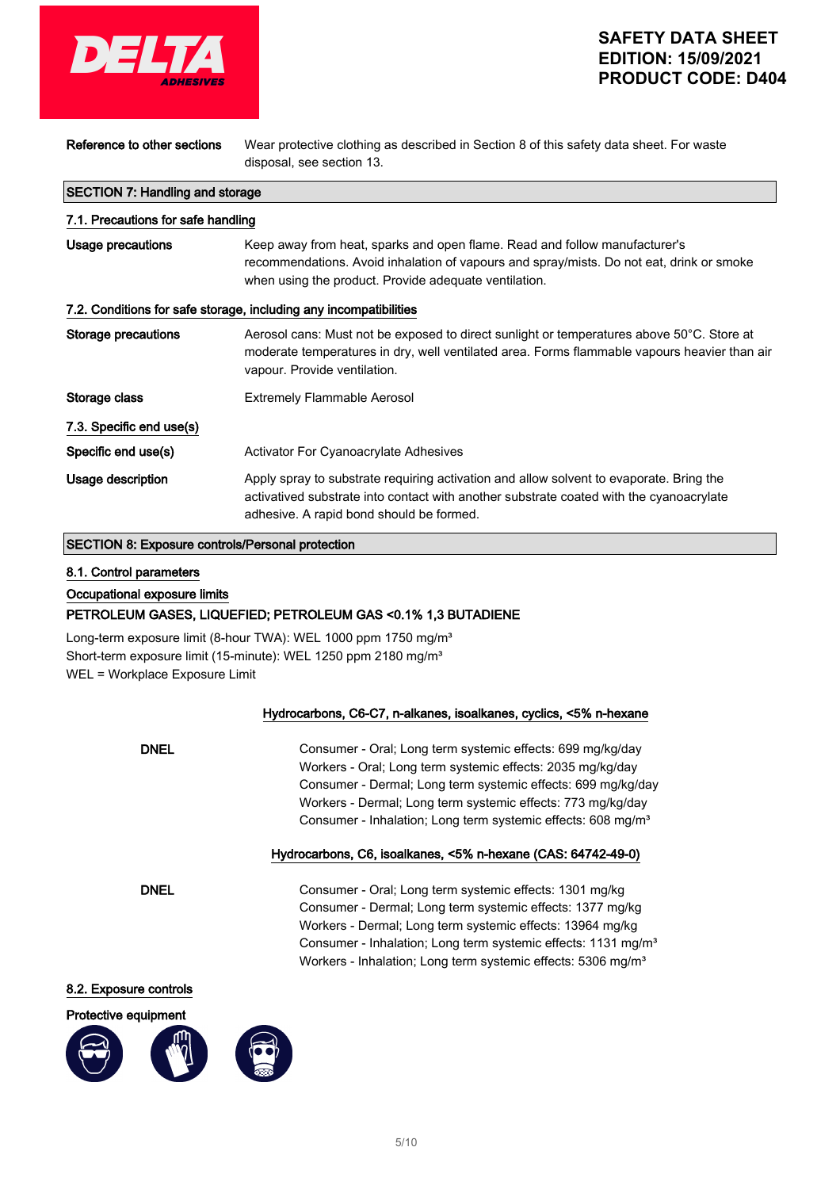**Reference to other sections** Wear protective clothing as described in Section 8 of this safety data sheet. For waste disposal, see section 13.

## SECTION 7: Handling and storage

### 7.1. Precautions for safe handling

**Usage precautions** Keep away from heat, sparks and open flame. Read and follow manufacturer's recommendations. Avoid inhalation of vapours and spray/mists. Do not eat, drink or smoke when using the product. Provide adequate ventilation.

### 7.2. Conditions for safe storage, including any incompatibilities

**Storage precautions** Aerosol cans: Must not be exposed to direct sunlight or temperatures above 50°C. Store at moderate temperatures in dry, well ventilated area. Forms flammable vapours heavier than air vapour. Provide ventilation.

**Storage class** Extremely Flammable Aerosol

### 7.3. Specific end use(s)

**Specific end use(s)** Activator For Cyanoacrylate Adhesives

**Usage description** Apply spray to substrate requiring activation and allow solvent to evaporate. Bring the activatived substrate into contact with another substrate coated with the cyanoacrylate adhesive. A rapid bond should be formed.

## SECTION 8: Exposure controls/Personal protection

### 8.1. Control parameters

**Occupational exposure limits**

**PETROLEUM GASES, LIQUEFIED; PETROLEUM GAS <0.1% 1,3 BUTADIENE**

Long-term exposure limit (8-hour TWA): WEL 1000 ppm 1750 mg/m³
Short-term exposure limit (15-minute): WEL 1250 ppm 2180 mg/m³
WEL = Workplace Exposure Limit

**Hydrocarbons, C6-C7, n-alkanes, isoalkanes, cyclics, <5% n-hexane**

**DNEL**

Consumer - Oral; Long term systemic effects: 699 mg/kg/day
Workers - Oral; Long term systemic effects: 2035 mg/kg/day
Consumer - Dermal; Long term systemic effects: 699 mg/kg/day
Workers - Dermal; Long term systemic effects: 773 mg/kg/day
Consumer - Inhalation; Long term systemic effects: 608 mg/m³

**Hydrocarbons, C6, isoalkanes, <5% n-hexane (CAS: 64742-49-0)**

**DNEL**

Consumer - Oral; Long term systemic effects: 1301 mg/kg
Consumer - Dermal; Long term systemic effects: 1377 mg/kg
Workers - Dermal; Long term systemic effects: 13964 mg/kg
Consumer - Inhalation; Long term systemic effects: 1131 mg/m³
Workers - Inhalation; Long term systemic effects: 5306 mg/m³

### 8.2. Exposure controls

**Protective equipment**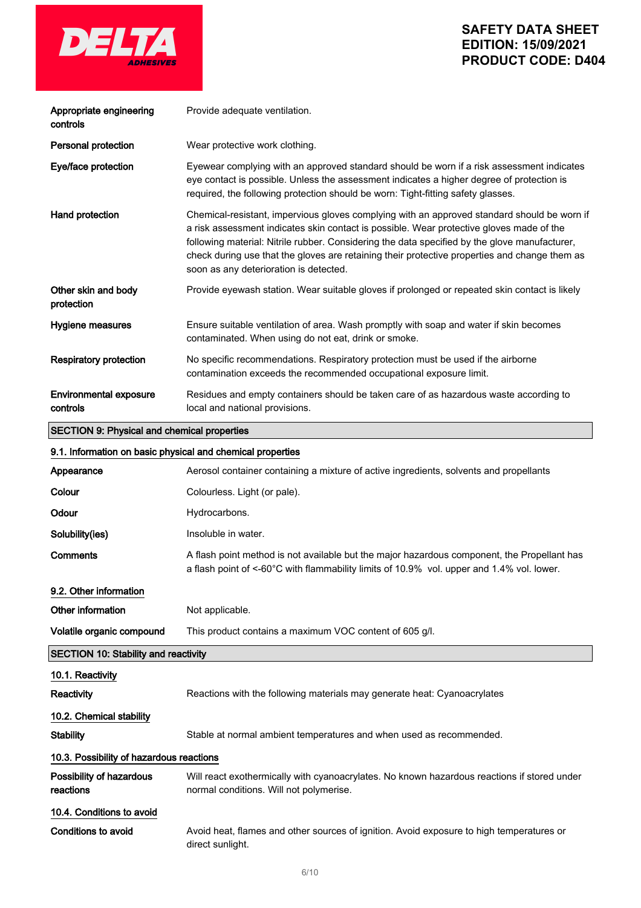| | |
|---|---|
| **Appropriate engineering controls** | Provide adequate ventilation. |
| **Personal protection** | Wear protective work clothing. |
| **Eye/face protection** | Eyewear complying with an approved standard should be worn if a risk assessment indicates eye contact is possible. Unless the assessment indicates a higher degree of protection is required, the following protection should be worn: Tight-fitting safety glasses. |
| **Hand protection** | Chemical-resistant, impervious gloves complying with an approved standard should be worn if a risk assessment indicates skin contact is possible. Wear protective gloves made of the following material: Nitrile rubber. Considering the data specified by the glove manufacturer, check during use that the gloves are retaining their protective properties and change them as soon as any deterioration is detected. |
| **Other skin and body protection** | Provide eyewash station. Wear suitable gloves if prolonged or repeated skin contact is likely |
| **Hygiene measures** | Ensure suitable ventilation of area. Wash promptly with soap and water if skin becomes contaminated. When using do not eat, drink or smoke. |
| **Respiratory protection** | No specific recommendations. Respiratory protection must be used if the airborne contamination exceeds the recommended occupational exposure limit. |
| **Environmental exposure controls** | Residues and empty containers should be taken care of as hazardous waste according to local and national provisions. |

## SECTION 9: Physical and chemical properties

### 9.1. Information on basic physical and chemical properties

| | |
|---|---|
| **Appearance** | Aerosol container containing a mixture of active ingredients, solvents and propellants |
| **Colour** | Colourless. Light (or pale). |
| **Odour** | Hydrocarbons. |
| **Solubility(ies)** | Insoluble in water. |
| **Comments** | A flash point method is not available but the major hazardous component, the Propellant has a flash point of <-60°C with flammability limits of 10.9% vol. upper and 1.4% vol. lower. |

### 9.2. Other information

| | |
|---|---|
| **Other information** | Not applicable. |
| **Volatile organic compound** | This product contains a maximum VOC content of 605 g/l. |

## SECTION 10: Stability and reactivity

### 10.1. Reactivity

| | |
|---|---|
| **Reactivity** | Reactions with the following materials may generate heat: Cyanoacrylates |

### 10.2. Chemical stability

| | |
|---|---|
| **Stability** | Stable at normal ambient temperatures and when used as recommended. |

### 10.3. Possibility of hazardous reactions

| | |
|---|---|
| **Possibility of hazardous reactions** | Will react exothermically with cyanoacrylates. No known hazardous reactions if stored under normal conditions. Will not polymerise. |

### 10.4. Conditions to avoid

| | |
|---|---|
| **Conditions to avoid** | Avoid heat, flames and other sources of ignition. Avoid exposure to high temperatures or direct sunlight. |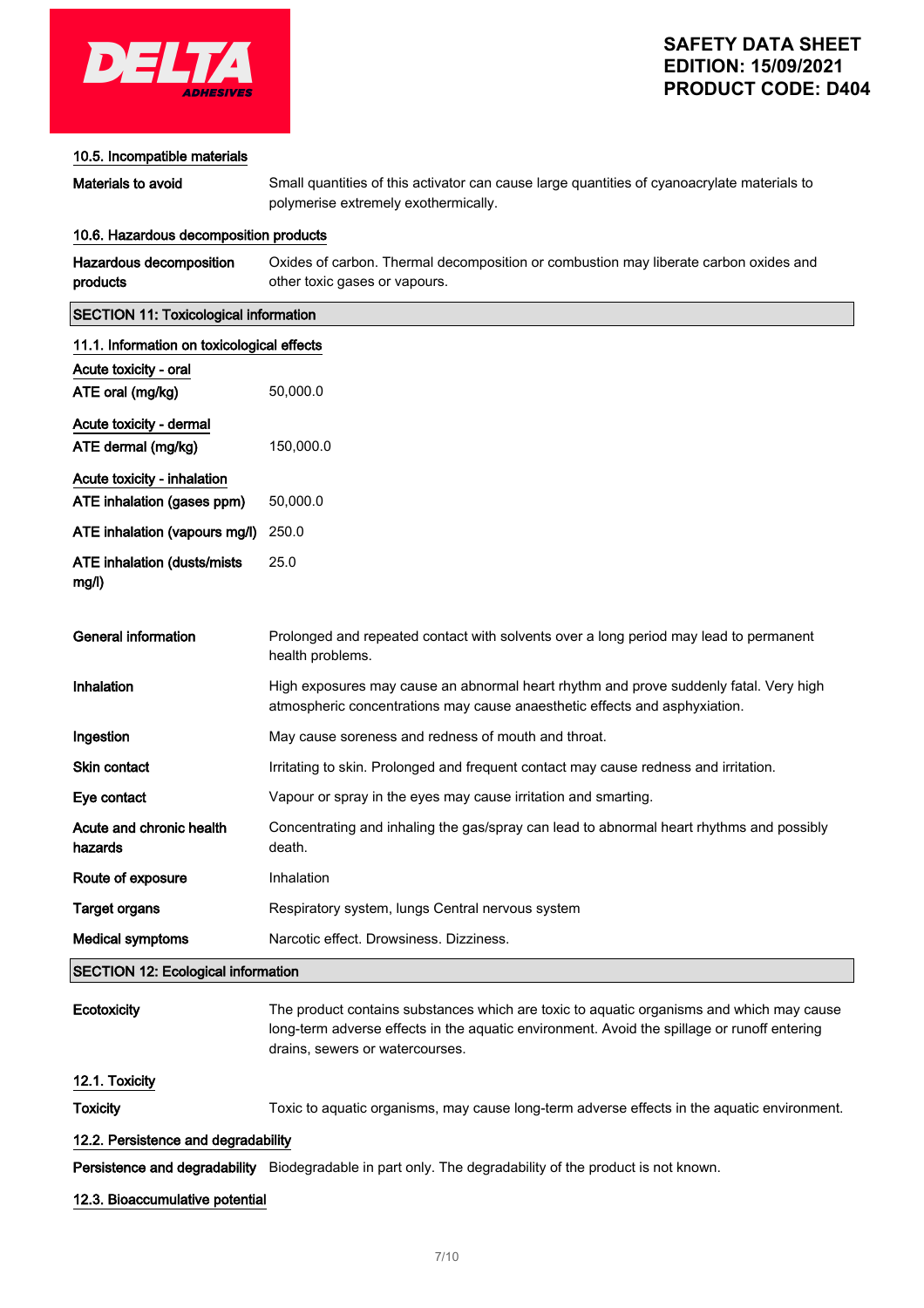#### 10.5. Incompatible materials

| | |
|---|---|
| **Materials to avoid** | Small quantities of this activator can cause large quantities of cyanoacrylate materials to polymerise extremely exothermically. |

#### 10.6. Hazardous decomposition products

| | |
|---|---|
| **Hazardous decomposition products** | Oxides of carbon. Thermal decomposition or combustion may liberate carbon oxides and other toxic gases or vapours. |

## SECTION 11: Toxicological information

### 11.1. Information on toxicological effects

**Acute toxicity - oral**

| | |
|---|---|
| **ATE oral (mg/kg)** | 50,000.0 |

**Acute toxicity - dermal**

| | |
|---|---|
| **ATE dermal (mg/kg)** | 150,000.0 |

**Acute toxicity - inhalation**

| | |
|---|---|
| **ATE inhalation (gases ppm)** | 50,000.0 |
| **ATE inhalation (vapours mg/l)** | 250.0 |
| **ATE inhalation (dusts/mists mg/l)** | 25.0 |

| | |
|---|---|
| **General information** | Prolonged and repeated contact with solvents over a long period may lead to permanent health problems. |
| **Inhalation** | High exposures may cause an abnormal heart rhythm and prove suddenly fatal. Very high atmospheric concentrations may cause anaesthetic effects and asphyxiation. |
| **Ingestion** | May cause soreness and redness of mouth and throat. |
| **Skin contact** | Irritating to skin. Prolonged and frequent contact may cause redness and irritation. |
| **Eye contact** | Vapour or spray in the eyes may cause irritation and smarting. |
| **Acute and chronic health hazards** | Concentrating and inhaling the gas/spray can lead to abnormal heart rhythms and possibly death. |
| **Route of exposure** | Inhalation |
| **Target organs** | Respiratory system, lungs Central nervous system |
| **Medical symptoms** | Narcotic effect. Drowsiness. Dizziness. |

## SECTION 12: Ecological information

| | |
|---|---|
| **Ecotoxicity** | The product contains substances which are toxic to aquatic organisms and which may cause long-term adverse effects in the aquatic environment. Avoid the spillage or runoff entering drains, sewers or watercourses. |

### 12.1. Toxicity

| | |
|---|---|
| **Toxicity** | Toxic to aquatic organisms, may cause long-term adverse effects in the aquatic environment. |

### 12.2. Persistence and degradability

| | |
|---|---|
| **Persistence and degradability** | Biodegradable in part only. The degradability of the product is not known. |

### 12.3. Bioaccumulative potential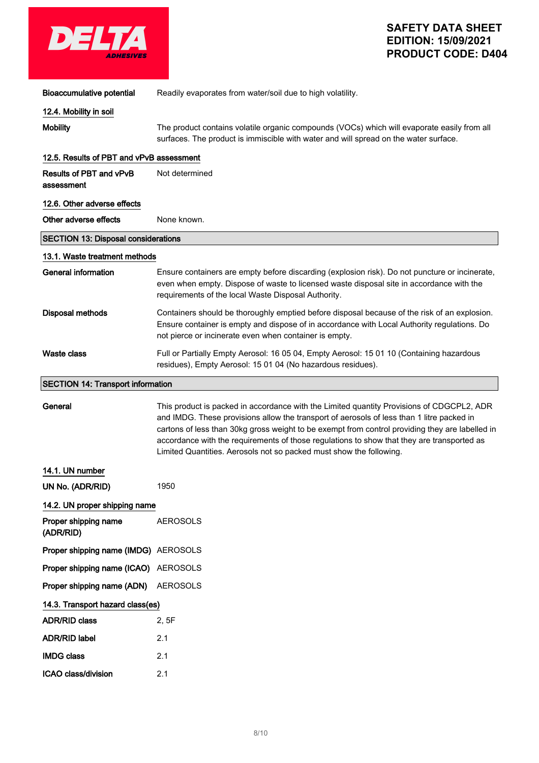| | |
|---|---|
| **Bioaccumulative potential** | Readily evaporates from water/soil due to high volatility. |

### 12.4. Mobility in soil

| | |
|---|---|
| **Mobility** | The product contains volatile organic compounds (VOCs) which will evaporate easily from all surfaces. The product is immiscible with water and will spread on the water surface. |

### 12.5. Results of PBT and vPvB assessment

| | |
|---|---|
| **Results of PBT and vPvB assessment** | Not determined |

### 12.6. Other adverse effects

| | |
|---|---|
| **Other adverse effects** | None known. |

## SECTION 13: Disposal considerations

### 13.1. Waste treatment methods

| | |
|---|---|
| **General information** | Ensure containers are empty before discarding (explosion risk). Do not puncture or incinerate, even when empty. Dispose of waste to licensed waste disposal site in accordance with the requirements of the local Waste Disposal Authority. |
| **Disposal methods** | Containers should be thoroughly emptied before disposal because of the risk of an explosion. Ensure container is empty and dispose of in accordance with Local Authority regulations. Do not pierce or incinerate even when container is empty. |
| **Waste class** | Full or Partially Empty Aerosol: 16 05 04, Empty Aerosol: 15 01 10 (Containing hazardous residues), Empty Aerosol: 15 01 04 (No hazardous residues). |

## SECTION 14: Transport information

| | |
|---|---|
| **General** | This product is packed in accordance with the Limited quantity Provisions of CDGCPL2, ADR and IMDG. These provisions allow the transport of aerosols of less than 1 litre packed in cartons of less than 30kg gross weight to be exempt from control providing they are labelled in accordance with the requirements of those regulations to show that they are transported as Limited Quantities. Aerosols not so packed must show the following. |

### 14.1. UN number

| | |
|---|---|
| **UN No. (ADR/RID)** | 1950 |

### 14.2. UN proper shipping name

| | |
|---|---|
| **Proper shipping name (ADR/RID)** | AEROSOLS |
| **Proper shipping name (IMDG)** | AEROSOLS |
| **Proper shipping name (ICAO)** | AEROSOLS |
| **Proper shipping name (ADN)** | AEROSOLS |

### 14.3. Transport hazard class(es)

| | |
|---|---|
| **ADR/RID class** | 2, 5F |
| **ADR/RID label** | 2.1 |
| **IMDG class** | 2.1 |
| **ICAO class/division** | 2.1 |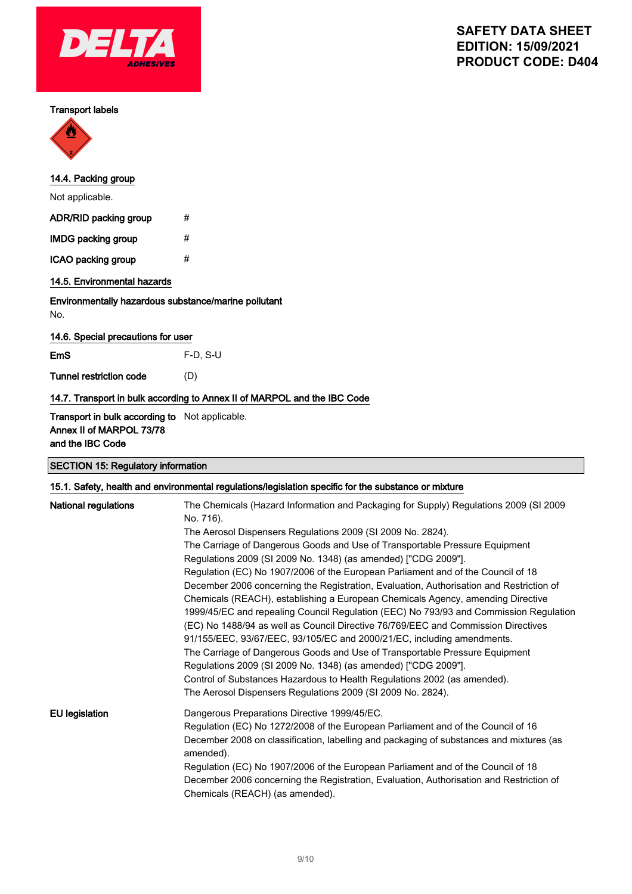**Transport labels**

### 14.4. Packing group

Not applicable.

| | |
|---|---|
| **ADR/RID packing group** | # |
| **IMDG packing group** | # |
| **ICAO packing group** | # |

### 14.5. Environmental hazards

**Environmentally hazardous substance/marine pollutant**

No.

### 14.6. Special precautions for user

| | |
|---|---|
| **EmS** | F-D, S-U |
| **Tunnel restriction code** | (D) |

### 14.7. Transport in bulk according to Annex II of MARPOL and the IBC Code

| | |
|---|---|
| **Transport in bulk according to Annex II of MARPOL 73/78 and the IBC Code** | Not applicable. |

## SECTION 15: Regulatory information

### 15.1. Safety, health and environmental regulations/legislation specific for the substance or mixture

**National regulations**

The Chemicals (Hazard Information and Packaging for Supply) Regulations 2009 (SI 2009 No. 716).
The Aerosol Dispensers Regulations 2009 (SI 2009 No. 2824).
The Carriage of Dangerous Goods and Use of Transportable Pressure Equipment Regulations 2009 (SI 2009 No. 1348) (as amended) ["CDG 2009"].
Regulation (EC) No 1907/2006 of the European Parliament and of the Council of 18 December 2006 concerning the Registration, Evaluation, Authorisation and Restriction of Chemicals (REACH), establishing a European Chemicals Agency, amending Directive 1999/45/EC and repealing Council Regulation (EEC) No 793/93 and Commission Regulation (EC) No 1488/94 as well as Council Directive 76/769/EEC and Commission Directives 91/155/EEC, 93/67/EEC, 93/105/EC and 2000/21/EC, including amendments.
The Carriage of Dangerous Goods and Use of Transportable Pressure Equipment Regulations 2009 (SI 2009 No. 1348) (as amended) ["CDG 2009"].
Control of Substances Hazardous to Health Regulations 2002 (as amended).
The Aerosol Dispensers Regulations 2009 (SI 2009 No. 2824).

**EU legislation**

Dangerous Preparations Directive 1999/45/EC.
Regulation (EC) No 1272/2008 of the European Parliament and of the Council of 16 December 2008 on classification, labelling and packaging of substances and mixtures (as amended).
Regulation (EC) No 1907/2006 of the European Parliament and of the Council of 18 December 2006 concerning the Registration, Evaluation, Authorisation and Restriction of Chemicals (REACH) (as amended).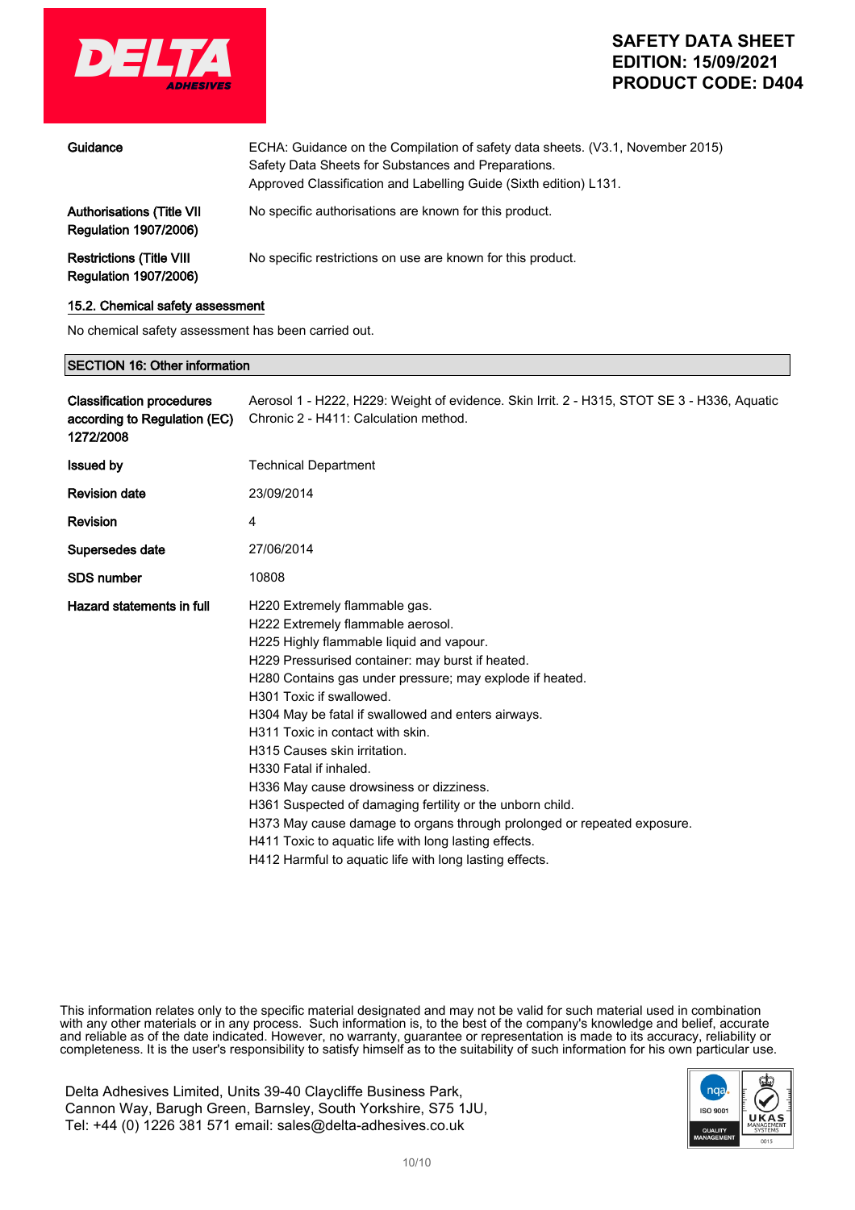| | |
|---|---|
| **Guidance** | ECHA: Guidance on the Compilation of safety data sheets. (V3.1, November 2015)<br>Safety Data Sheets for Substances and Preparations.<br>Approved Classification and Labelling Guide (Sixth edition) L131. |
| **Authorisations (Title VII Regulation 1907/2006)** | No specific authorisations are known for this product. |
| **Restrictions (Title VIII Regulation 1907/2006)** | No specific restrictions on use are known for this product. |

### 15.2. Chemical safety assessment

No chemical safety assessment has been carried out.

## SECTION 16: Other information

| | |
|---|---|
| **Classification procedures according to Regulation (EC) 1272/2008** | Aerosol 1 - H222, H229: Weight of evidence. Skin Irrit. 2 - H315, STOT SE 3 - H336, Aquatic Chronic 2 - H411: Calculation method. |
| **Issued by** | Technical Department |
| **Revision date** | 23/09/2014 |
| **Revision** | 4 |
| **Supersedes date** | 27/06/2014 |
| **SDS number** | 10808 |
| **Hazard statements in full** | H220 Extremely flammable gas.<br>H222 Extremely flammable aerosol.<br>H225 Highly flammable liquid and vapour.<br>H229 Pressurised container: may burst if heated.<br>H280 Contains gas under pressure; may explode if heated.<br>H301 Toxic if swallowed.<br>H304 May be fatal if swallowed and enters airways.<br>H311 Toxic in contact with skin.<br>H315 Causes skin irritation.<br>H330 Fatal if inhaled.<br>H336 May cause drowsiness or dizziness.<br>H361 Suspected of damaging fertility or the unborn child.<br>H373 May cause damage to organs through prolonged or repeated exposure.<br>H411 Toxic to aquatic life with long lasting effects.<br>H412 Harmful to aquatic life with long lasting effects. |

This information relates only to the specific material designated and may not be valid for such material used in combination with any other materials or in any process. Such information is, to the best of the company's knowledge and belief, accurate and reliable as of the date indicated. However, no warranty, guarantee or representation is made to its accuracy, reliability or completeness. It is the user's responsibility to satisfy himself as to the suitability of such information for his own particular use.